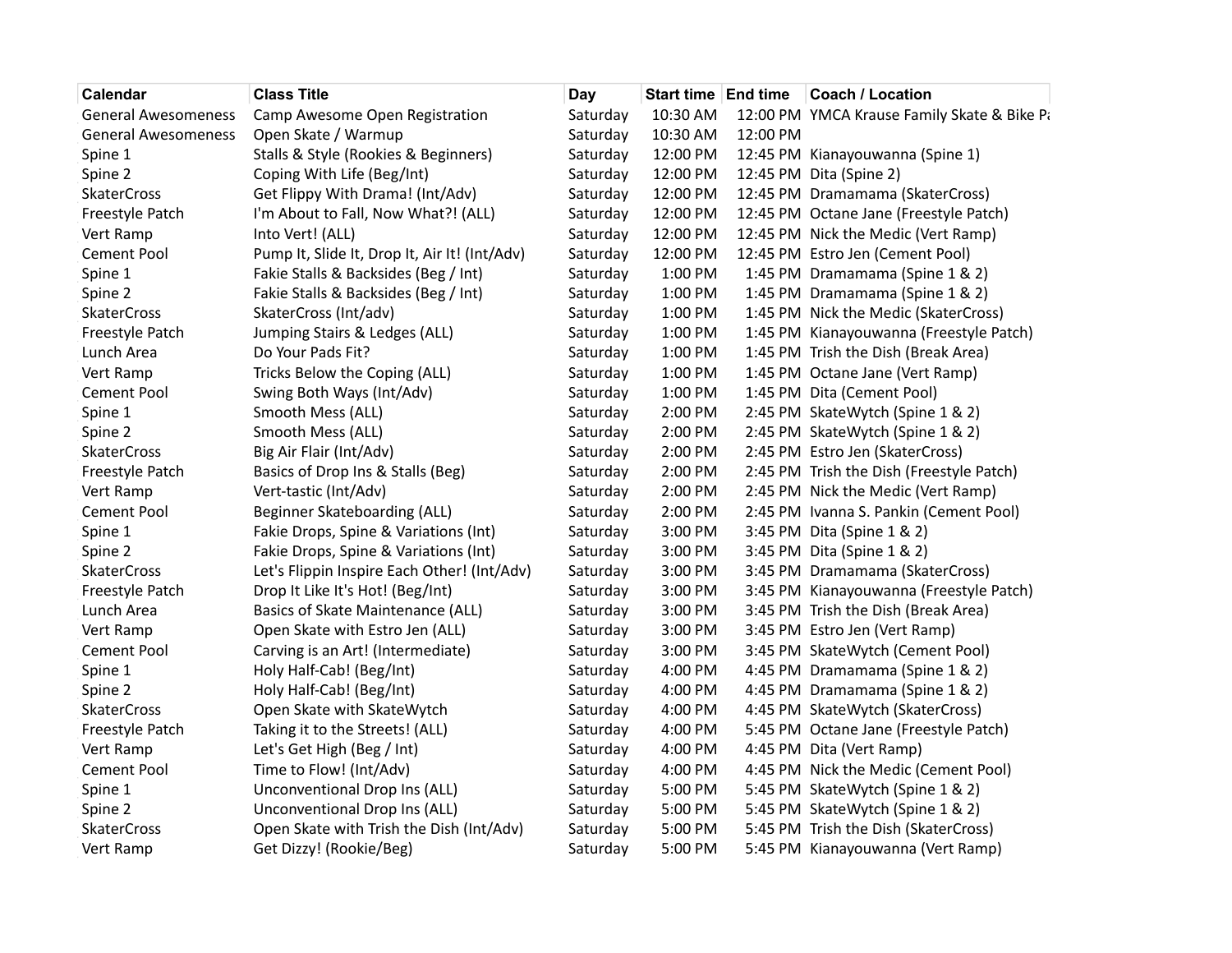| Calendar | Class Title | Day | Start time | End time | Coach / Location |
|---|---|---|---|---|---|
| General Awesomeness | Camp Awesome Open Registration | Saturday | 10:30 AM | 12:00 PM | YMCA Krause Family Skate & Bike Pa |
| General Awesomeness | Open Skate / Warmup | Saturday | 10:30 AM | 12:00 PM | |
| Spine 1 | Stalls & Style (Rookies & Beginners) | Saturday | 12:00 PM | 12:45 PM | Kianayouwanna (Spine 1) |
| Spine 2 | Coping With Life (Beg/Int) | Saturday | 12:00 PM | 12:45 PM | Dita (Spine 2) |
| SkaterCross | Get Flippy With Drama! (Int/Adv) | Saturday | 12:00 PM | 12:45 PM | Dramamama (SkaterCross) |
| Freestyle Patch | I'm About to Fall, Now What?! (ALL) | Saturday | 12:00 PM | 12:45 PM | Octane Jane (Freestyle Patch) |
| Vert Ramp | Into Vert! (ALL) | Saturday | 12:00 PM | 12:45 PM | Nick the Medic (Vert Ramp) |
| Cement Pool | Pump It, Slide It, Drop It, Air It! (Int/Adv) | Saturday | 12:00 PM | 12:45 PM | Estro Jen (Cement Pool) |
| Spine 1 | Fakie Stalls & Backsides (Beg / Int) | Saturday | 1:00 PM | 1:45 PM | Dramamama (Spine 1 & 2) |
| Spine 2 | Fakie Stalls & Backsides (Beg / Int) | Saturday | 1:00 PM | 1:45 PM | Dramamama (Spine 1 & 2) |
| SkaterCross | SkaterCross (Int/adv) | Saturday | 1:00 PM | 1:45 PM | Nick the Medic (SkaterCross) |
| Freestyle Patch | Jumping Stairs & Ledges (ALL) | Saturday | 1:00 PM | 1:45 PM | Kianayouwanna (Freestyle Patch) |
| Lunch Area | Do Your Pads Fit? | Saturday | 1:00 PM | 1:45 PM | Trish the Dish (Break Area) |
| Vert Ramp | Tricks Below the Coping (ALL) | Saturday | 1:00 PM | 1:45 PM | Octane Jane (Vert Ramp) |
| Cement Pool | Swing Both Ways (Int/Adv) | Saturday | 1:00 PM | 1:45 PM | Dita (Cement Pool) |
| Spine 1 | Smooth Mess (ALL) | Saturday | 2:00 PM | 2:45 PM | SkateWytch (Spine 1 & 2) |
| Spine 2 | Smooth Mess (ALL) | Saturday | 2:00 PM | 2:45 PM | SkateWytch (Spine 1 & 2) |
| SkaterCross | Big Air Flair (Int/Adv) | Saturday | 2:00 PM | 2:45 PM | Estro Jen (SkaterCross) |
| Freestyle Patch | Basics of Drop Ins & Stalls (Beg) | Saturday | 2:00 PM | 2:45 PM | Trish the Dish (Freestyle Patch) |
| Vert Ramp | Vert-tastic (Int/Adv) | Saturday | 2:00 PM | 2:45 PM | Nick the Medic (Vert Ramp) |
| Cement Pool | Beginner Skateboarding (ALL) | Saturday | 2:00 PM | 2:45 PM | Ivanna S. Pankin (Cement Pool) |
| Spine 1 | Fakie Drops, Spine & Variations (Int) | Saturday | 3:00 PM | 3:45 PM | Dita (Spine 1 & 2) |
| Spine 2 | Fakie Drops, Spine & Variations (Int) | Saturday | 3:00 PM | 3:45 PM | Dita (Spine 1 & 2) |
| SkaterCross | Let's Flippin Inspire Each Other! (Int/Adv) | Saturday | 3:00 PM | 3:45 PM | Dramamama (SkaterCross) |
| Freestyle Patch | Drop It Like It's Hot! (Beg/Int) | Saturday | 3:00 PM | 3:45 PM | Kianayouwanna (Freestyle Patch) |
| Lunch Area | Basics of Skate Maintenance (ALL) | Saturday | 3:00 PM | 3:45 PM | Trish the Dish (Break Area) |
| Vert Ramp | Open Skate with Estro Jen (ALL) | Saturday | 3:00 PM | 3:45 PM | Estro Jen (Vert Ramp) |
| Cement Pool | Carving is an Art! (Intermediate) | Saturday | 3:00 PM | 3:45 PM | SkateWytch (Cement Pool) |
| Spine 1 | Holy Half-Cab! (Beg/Int) | Saturday | 4:00 PM | 4:45 PM | Dramamama (Spine 1 & 2) |
| Spine 2 | Holy Half-Cab! (Beg/Int) | Saturday | 4:00 PM | 4:45 PM | Dramamama (Spine 1 & 2) |
| SkaterCross | Open Skate with SkateWytch | Saturday | 4:00 PM | 4:45 PM | SkateWytch (SkaterCross) |
| Freestyle Patch | Taking it to the Streets! (ALL) | Saturday | 4:00 PM | 5:45 PM | Octane Jane (Freestyle Patch) |
| Vert Ramp | Let's Get High (Beg / Int) | Saturday | 4:00 PM | 4:45 PM | Dita (Vert Ramp) |
| Cement Pool | Time to Flow! (Int/Adv) | Saturday | 4:00 PM | 4:45 PM | Nick the Medic (Cement Pool) |
| Spine 1 | Unconventional Drop Ins (ALL) | Saturday | 5:00 PM | 5:45 PM | SkateWytch (Spine 1 & 2) |
| Spine 2 | Unconventional Drop Ins (ALL) | Saturday | 5:00 PM | 5:45 PM | SkateWytch (Spine 1 & 2) |
| SkaterCross | Open Skate with Trish the Dish (Int/Adv) | Saturday | 5:00 PM | 5:45 PM | Trish the Dish (SkaterCross) |
| Vert Ramp | Get Dizzy! (Rookie/Beg) | Saturday | 5:00 PM | 5:45 PM | Kianayouwanna (Vert Ramp) |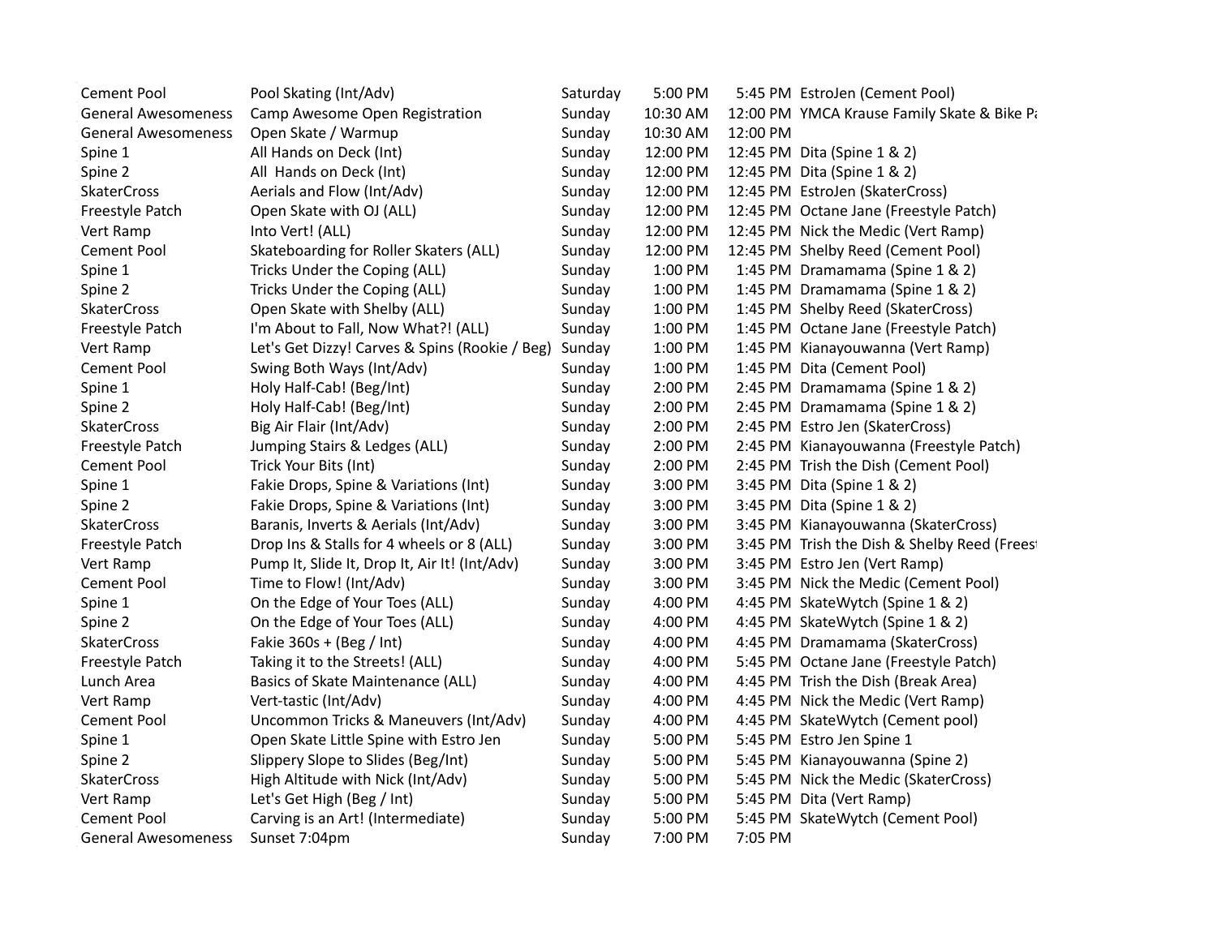| Cement Pool | Pool Skating (Int/Adv) | Saturday | 5:00 PM | 5:45 PM | EstroJen (Cement Pool) |
|---|---|---|---|---|---|
| General Awesomeness | Camp Awesome Open Registration | Sunday | 10:30 AM | 12:00 PM | YMCA Krause Family Skate & Bike Pa |
| General Awesomeness | Open Skate / Warmup | Sunday | 10:30 AM | 12:00 PM | |
| Spine 1 | All Hands on Deck (Int) | Sunday | 12:00 PM | 12:45 PM | Dita (Spine 1 & 2) |
| Spine 2 | All Hands on Deck (Int) | Sunday | 12:00 PM | 12:45 PM | Dita (Spine 1 & 2) |
| SkaterCross | Aerials and Flow (Int/Adv) | Sunday | 12:00 PM | 12:45 PM | EstroJen (SkaterCross) |
| Freestyle Patch | Open Skate with OJ (ALL) | Sunday | 12:00 PM | 12:45 PM | Octane Jane (Freestyle Patch) |
| Vert Ramp | Into Vert! (ALL) | Sunday | 12:00 PM | 12:45 PM | Nick the Medic (Vert Ramp) |
| Cement Pool | Skateboarding for Roller Skaters (ALL) | Sunday | 12:00 PM | 12:45 PM | Shelby Reed (Cement Pool) |
| Spine 1 | Tricks Under the Coping (ALL) | Sunday | 1:00 PM | 1:45 PM | Dramamama (Spine 1 & 2) |
| Spine 2 | Tricks Under the Coping (ALL) | Sunday | 1:00 PM | 1:45 PM | Dramamama (Spine 1 & 2) |
| SkaterCross | Open Skate with Shelby (ALL) | Sunday | 1:00 PM | 1:45 PM | Shelby Reed (SkaterCross) |
| Freestyle Patch | I'm About to Fall, Now What?! (ALL) | Sunday | 1:00 PM | 1:45 PM | Octane Jane (Freestyle Patch) |
| Vert Ramp | Let's Get Dizzy! Carves & Spins (Rookie / Beg) | Sunday | 1:00 PM | 1:45 PM | Kianayouwanna (Vert Ramp) |
| Cement Pool | Swing Both Ways (Int/Adv) | Sunday | 1:00 PM | 1:45 PM | Dita (Cement Pool) |
| Spine 1 | Holy Half-Cab! (Beg/Int) | Sunday | 2:00 PM | 2:45 PM | Dramamama (Spine 1 & 2) |
| Spine 2 | Holy Half-Cab! (Beg/Int) | Sunday | 2:00 PM | 2:45 PM | Dramamama (Spine 1 & 2) |
| SkaterCross | Big Air Flair (Int/Adv) | Sunday | 2:00 PM | 2:45 PM | Estro Jen (SkaterCross) |
| Freestyle Patch | Jumping Stairs & Ledges (ALL) | Sunday | 2:00 PM | 2:45 PM | Kianayouwanna (Freestyle Patch) |
| Cement Pool | Trick Your Bits (Int) | Sunday | 2:00 PM | 2:45 PM | Trish the Dish (Cement Pool) |
| Spine 1 | Fakie Drops, Spine & Variations (Int) | Sunday | 3:00 PM | 3:45 PM | Dita (Spine 1 & 2) |
| Spine 2 | Fakie Drops, Spine & Variations (Int) | Sunday | 3:00 PM | 3:45 PM | Dita (Spine 1 & 2) |
| SkaterCross | Baranis, Inverts & Aerials (Int/Adv) | Sunday | 3:00 PM | 3:45 PM | Kianayouwanna (SkaterCross) |
| Freestyle Patch | Drop Ins & Stalls for 4 wheels or 8 (ALL) | Sunday | 3:00 PM | 3:45 PM | Trish the Dish & Shelby Reed (Freest |
| Vert Ramp | Pump It, Slide It, Drop It, Air It! (Int/Adv) | Sunday | 3:00 PM | 3:45 PM | Estro Jen (Vert Ramp) |
| Cement Pool | Time to Flow! (Int/Adv) | Sunday | 3:00 PM | 3:45 PM | Nick the Medic (Cement Pool) |
| Spine 1 | On the Edge of Your Toes (ALL) | Sunday | 4:00 PM | 4:45 PM | SkateWytch (Spine 1 & 2) |
| Spine 2 | On the Edge of Your Toes (ALL) | Sunday | 4:00 PM | 4:45 PM | SkateWytch (Spine 1 & 2) |
| SkaterCross | Fakie 360s + (Beg / Int) | Sunday | 4:00 PM | 4:45 PM | Dramamama (SkaterCross) |
| Freestyle Patch | Taking it to the Streets! (ALL) | Sunday | 4:00 PM | 5:45 PM | Octane Jane (Freestyle Patch) |
| Lunch Area | Basics of Skate Maintenance (ALL) | Sunday | 4:00 PM | 4:45 PM | Trish the Dish (Break Area) |
| Vert Ramp | Vert-tastic (Int/Adv) | Sunday | 4:00 PM | 4:45 PM | Nick the Medic (Vert Ramp) |
| Cement Pool | Uncommon Tricks & Maneuvers (Int/Adv) | Sunday | 4:00 PM | 4:45 PM | SkateWytch (Cement pool) |
| Spine 1 | Open Skate Little Spine with Estro Jen | Sunday | 5:00 PM | 5:45 PM | Estro Jen Spine 1 |
| Spine 2 | Slippery Slope to Slides (Beg/Int) | Sunday | 5:00 PM | 5:45 PM | Kianayouwanna (Spine 2) |
| SkaterCross | High Altitude with Nick (Int/Adv) | Sunday | 5:00 PM | 5:45 PM | Nick the Medic (SkaterCross) |
| Vert Ramp | Let's Get High (Beg / Int) | Sunday | 5:00 PM | 5:45 PM | Dita (Vert Ramp) |
| Cement Pool | Carving is an Art! (Intermediate) | Sunday | 5:00 PM | 5:45 PM | SkateWytch (Cement Pool) |
| General Awesomeness | Sunset 7:04pm | Sunday | 7:00 PM | 7:05 PM | |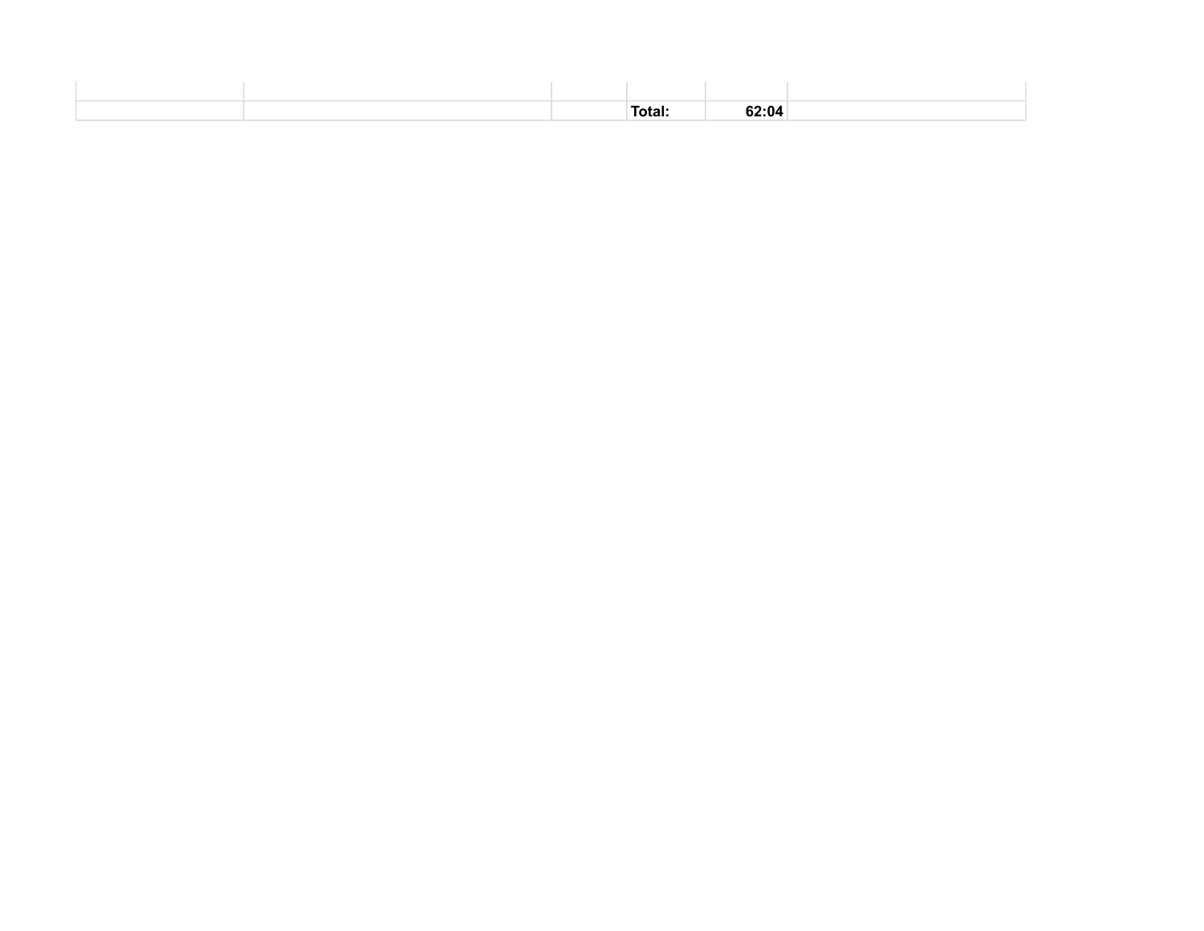| | | | | | |
|---|---|---|---|---|---|
| | | | | | |
| | | | **Total:** | **62:04** | |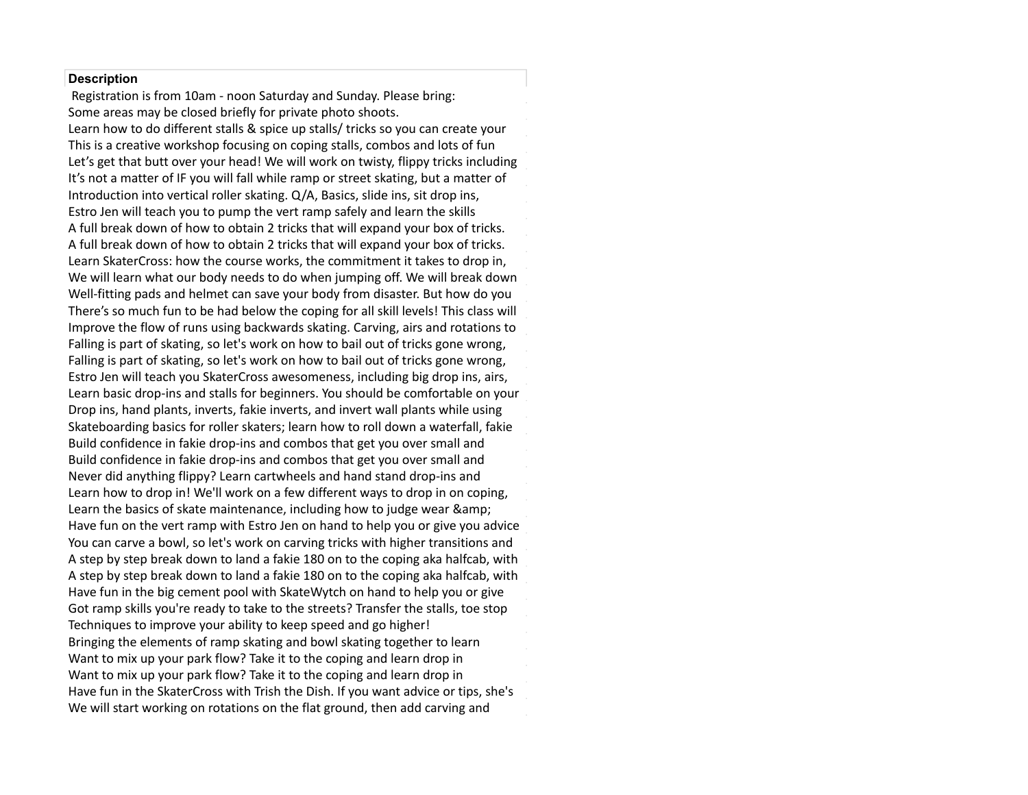| Description |
| --- |
| Registration is from 10am - noon Saturday and Sunday. Please bring: |
| Some areas may be closed briefly for private photo shoots. |
| Learn how to do different stalls & spice up stalls/ tricks so you can create your |
| This is a creative workshop focusing on coping stalls, combos and lots of fun |
| Let's get that butt over your head! We will work on twisty, flippy tricks including |
| It's not a matter of IF you will fall while ramp or street skating, but a matter of |
| Introduction into vertical roller skating. Q/A, Basics, slide ins, sit drop ins, |
| Estro Jen will teach you to pump the vert ramp safely and learn the skills |
| A full break down of how to obtain 2 tricks that will expand your box of tricks. |
| A full break down of how to obtain 2 tricks that will expand your box of tricks. |
| Learn SkaterCross: how the course works, the commitment it takes to drop in, |
| We will learn what our body needs to do when jumping off. We will break down |
| Well-fitting pads and helmet can save your body from disaster. But how do you |
| There's so much fun to be had below the coping for all skill levels! This class will |
| Improve the flow of runs using backwards skating. Carving, airs and rotations to |
| Falling is part of skating, so let's work on how to bail out of tricks gone wrong, |
| Falling is part of skating, so let's work on how to bail out of tricks gone wrong, |
| Estro Jen will teach you SkaterCross awesomeness, including big drop ins, airs, |
| Learn basic drop-ins and stalls for beginners. You should be comfortable on your |
| Drop ins, hand plants, inverts, fakie inverts, and invert wall plants while using |
| Skateboarding basics for roller skaters; learn how to roll down a waterfall, fakie |
| Build confidence in fakie drop-ins and combos that get you over small and |
| Build confidence in fakie drop-ins and combos that get you over small and |
| Never did anything flippy? Learn cartwheels and hand stand drop-ins and |
| Learn how to drop in! We'll work on a few different ways to drop in on coping, |
| Learn the basics of skate maintenance, including how to judge wear &amp; |
| Have fun on the vert ramp with Estro Jen on hand to help you or give you advice |
| You can carve a bowl, so let's work on carving tricks with higher transitions and |
| A step by step break down to land a fakie 180 on to the coping aka halfcab, with |
| A step by step break down to land a fakie 180 on to the coping aka halfcab, with |
| Have fun in the big cement pool with SkateWytch on hand to help you or give |
| Got ramp skills you're ready to take to the streets? Transfer the stalls, toe stop |
| Techniques to improve your ability to keep speed and go higher! |
| Bringing the elements of ramp skating and bowl skating together to learn |
| Want to mix up your park flow? Take it to the coping and learn drop in |
| Want to mix up your park flow? Take it to the coping and learn drop in |
| Have fun in the SkaterCross with Trish the Dish. If you want advice or tips, she's |
| We will start working on rotations on the flat ground, then add carving and |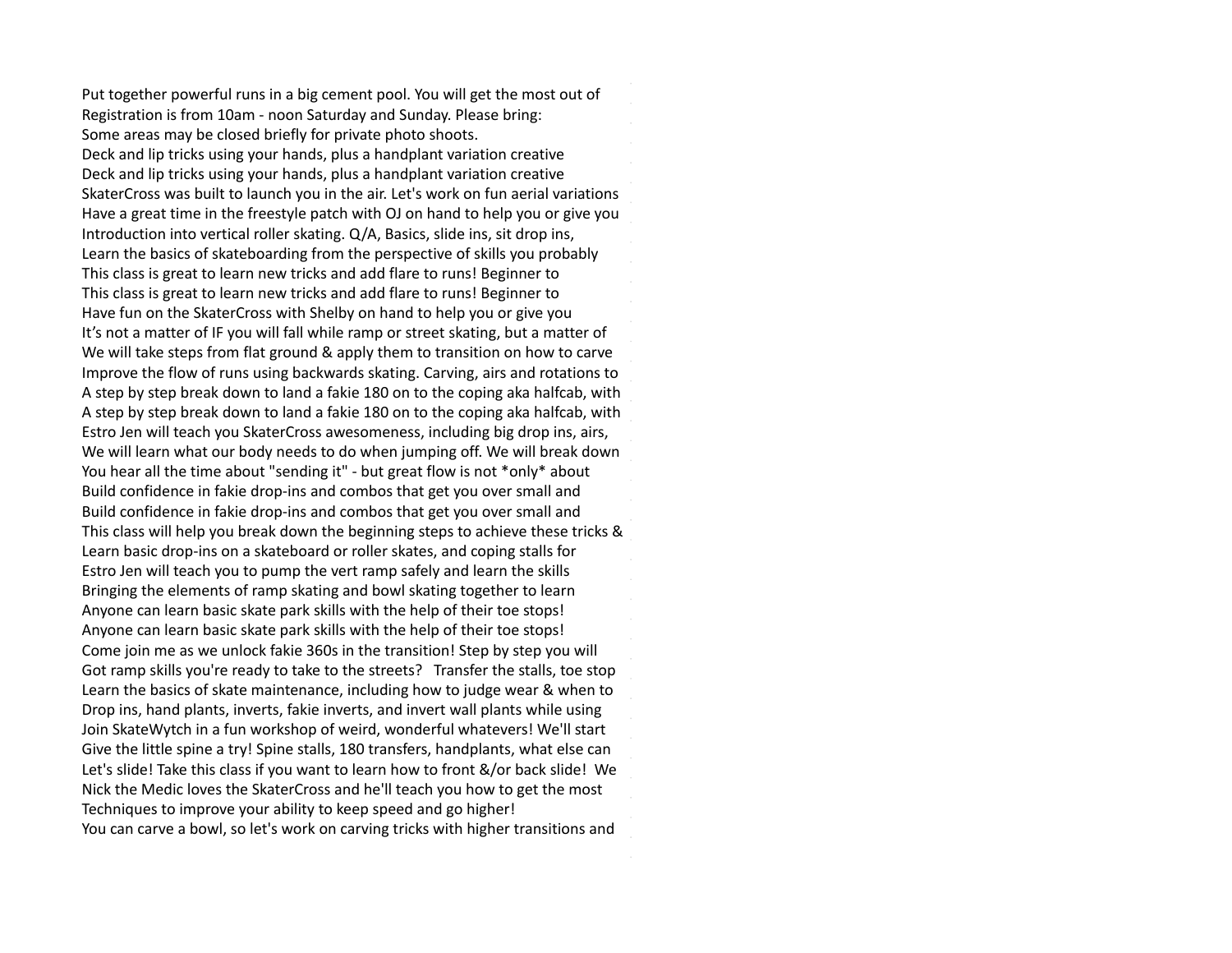Put together powerful runs in a big cement pool. You will get the most out of
Registration is from 10am - noon Saturday and Sunday. Please bring:
Some areas may be closed briefly for private photo shoots.
Deck and lip tricks using your hands, plus a handplant variation creative
Deck and lip tricks using your hands, plus a handplant variation creative
SkaterCross was built to launch you in the air. Let's work on fun aerial variations
Have a great time in the freestyle patch with OJ on hand to help you or give you
Introduction into vertical roller skating. Q/A, Basics, slide ins, sit drop ins,
Learn the basics of skateboarding from the perspective of skills you probably
This class is great to learn new tricks and add flare to runs! Beginner to
This class is great to learn new tricks and add flare to runs! Beginner to
Have fun on the SkaterCross with Shelby on hand to help you or give you
It's not a matter of IF you will fall while ramp or street skating, but a matter of
We will take steps from flat ground & apply them to transition on how to carve
Improve the flow of runs using backwards skating. Carving, airs and rotations to
A step by step break down to land a fakie 180 on to the coping aka halfcab, with
A step by step break down to land a fakie 180 on to the coping aka halfcab, with
Estro Jen will teach you SkaterCross awesomeness, including big drop ins, airs,
We will learn what our body needs to do when jumping off. We will break down
You hear all the time about "sending it" - but great flow is not *only* about
Build confidence in fakie drop-ins and combos that get you over small and
Build confidence in fakie drop-ins and combos that get you over small and
This class will help you break down the beginning steps to achieve these tricks &
Learn basic drop-ins on a skateboard or roller skates, and coping stalls for
Estro Jen will teach you to pump the vert ramp safely and learn the skills
Bringing the elements of ramp skating and bowl skating together to learn
Anyone can learn basic skate park skills with the help of their toe stops!
Anyone can learn basic skate park skills with the help of their toe stops!
Come join me as we unlock fakie 360s in the transition! Step by step you will
Got ramp skills you're ready to take to the streets? Transfer the stalls, toe stop
Learn the basics of skate maintenance, including how to judge wear & when to
Drop ins, hand plants, inverts, fakie inverts, and invert wall plants while using
Join SkateWytch in a fun workshop of weird, wonderful whatevers! We'll start
Give the little spine a try! Spine stalls, 180 transfers, handplants, what else can
Let's slide! Take this class if you want to learn how to front &/or back slide! We
Nick the Medic loves the SkaterCross and he'll teach you how to get the most
Techniques to improve your ability to keep speed and go higher!
You can carve a bowl, so let's work on carving tricks with higher transitions and